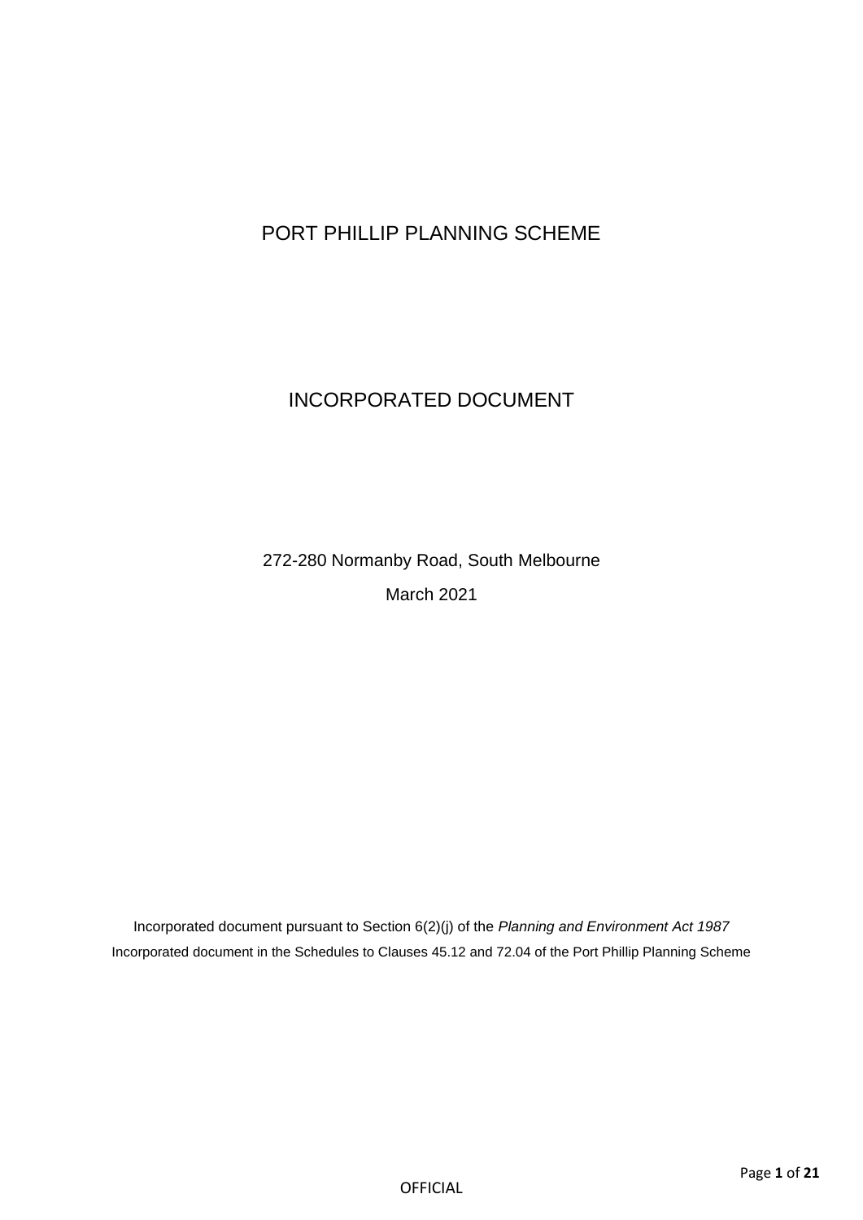# PORT PHILLIP PLANNING SCHEME

# INCORPORATED DOCUMENT

272-280 Normanby Road, South Melbourne

March 2021

Incorporated document pursuant to Section 6(2)(j) of the *Planning and Environment Act 1987*

Incorporated document in the Schedules to Clauses 45.12 and 72.04 of the Port Phillip Planning Scheme

OFFICIAL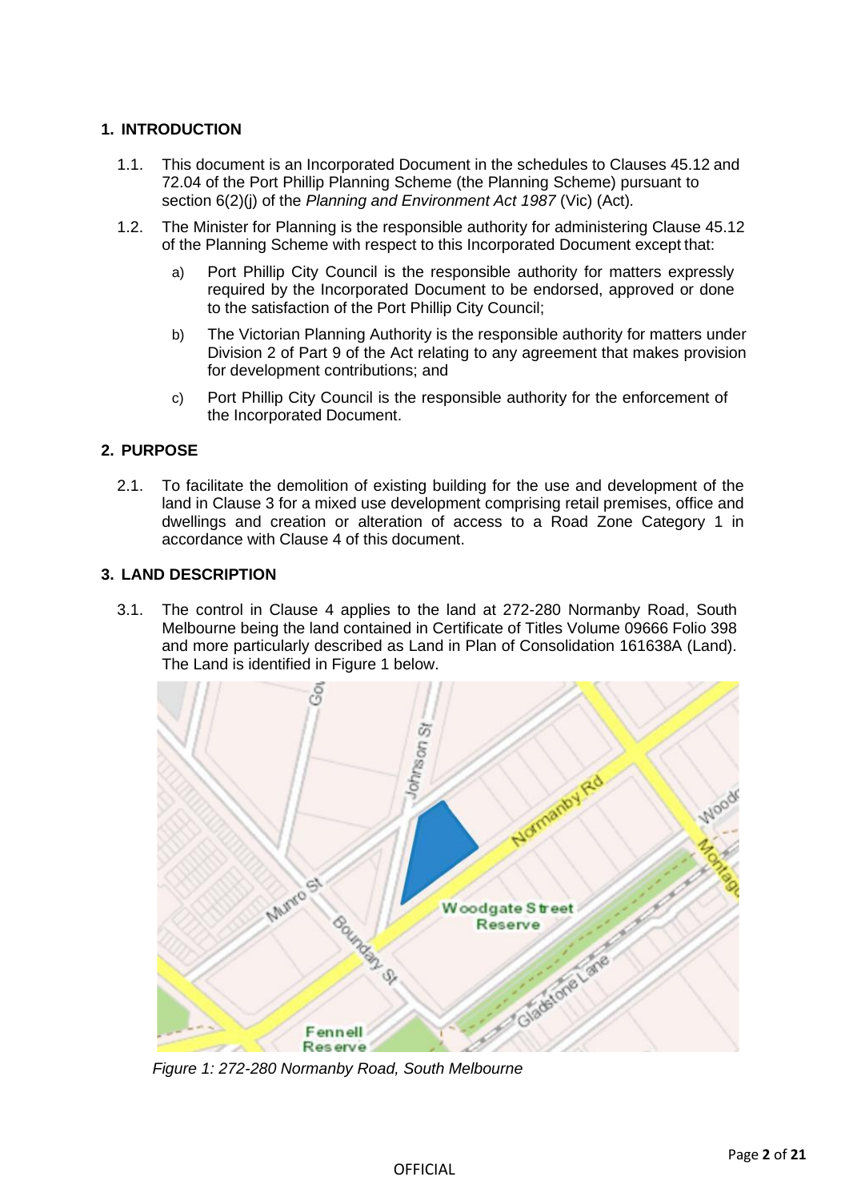## 1. INTRODUCTION

1.1. This document is an Incorporated Document in the schedules to Clauses 45.12 and 72.04 of the Port Phillip Planning Scheme (the Planning Scheme) pursuant to section 6(2)(j) of the *Planning and Environment Act 1987* (Vic) (Act).

1.2. The Minister for Planning is the responsible authority for administering Clause 45.12 of the Planning Scheme with respect to this Incorporated Document except that:

a) Port Phillip City Council is the responsible authority for matters expressly required by the Incorporated Document to be endorsed, approved or done to the satisfaction of the Port Phillip City Council;

b) The Victorian Planning Authority is the responsible authority for matters under Division 2 of Part 9 of the Act relating to any agreement that makes provision for development contributions; and

c) Port Phillip City Council is the responsible authority for the enforcement of the Incorporated Document.

## 2. PURPOSE

2.1. To facilitate the demolition of existing building for the use and development of the land in Clause 3 for a mixed use development comprising retail premises, office and dwellings and creation or alteration of access to a Road Zone Category 1 in accordance with Clause 4 of this document.

## 3. LAND DESCRIPTION

3.1. The control in Clause 4 applies to the land at 272-280 Normanby Road, South Melbourne being the land contained in Certificate of Titles Volume 09666 Folio 398 and more particularly described as Land in Plan of Consolidation 161638A (Land). The Land is identified in Figure 1 below.

*Figure 1: 272-280 Normanby Road, South Melbourne*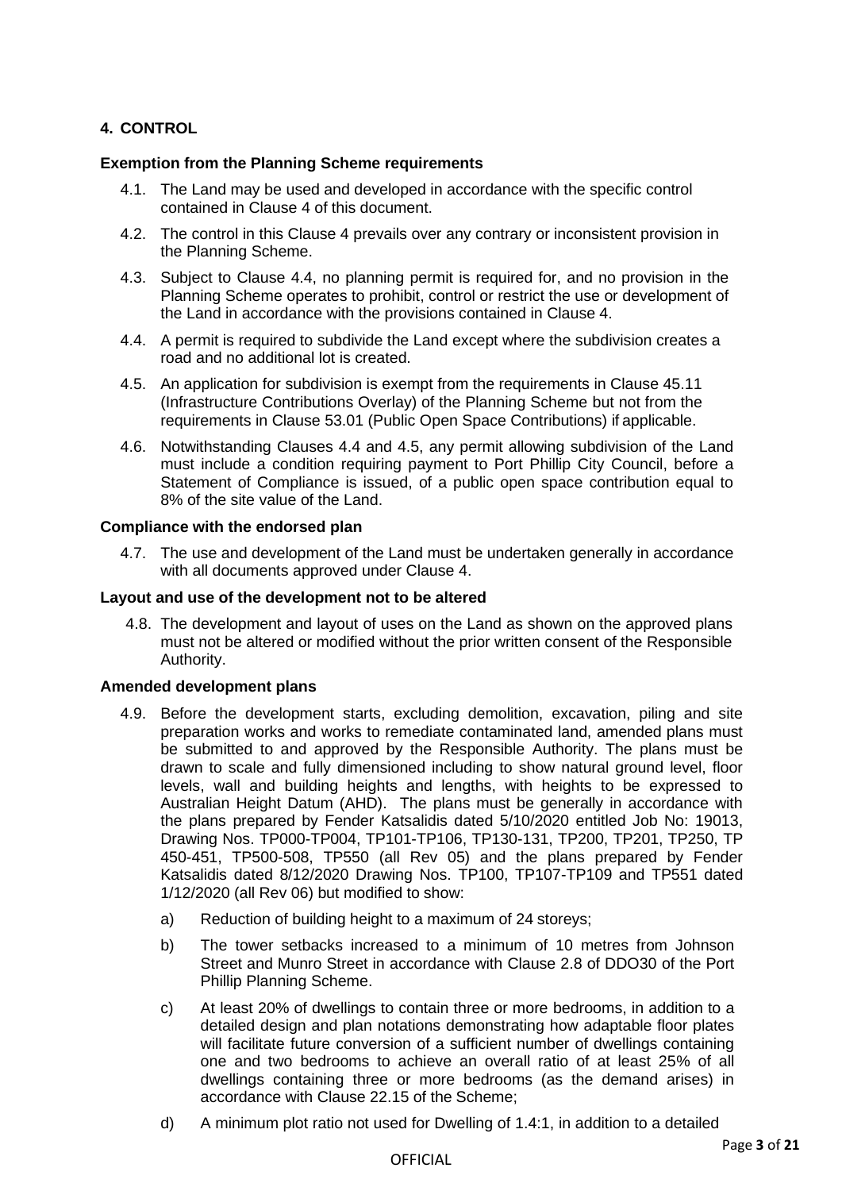## 4. CONTROL

### Exemption from the Planning Scheme requirements

4.1. The Land may be used and developed in accordance with the specific control contained in Clause 4 of this document.

4.2. The control in this Clause 4 prevails over any contrary or inconsistent provision in the Planning Scheme.

4.3. Subject to Clause 4.4, no planning permit is required for, and no provision in the Planning Scheme operates to prohibit, control or restrict the use or development of the Land in accordance with the provisions contained in Clause 4.

4.4. A permit is required to subdivide the Land except where the subdivision creates a road and no additional lot is created.

4.5. An application for subdivision is exempt from the requirements in Clause 45.11 (Infrastructure Contributions Overlay) of the Planning Scheme but not from the requirements in Clause 53.01 (Public Open Space Contributions) if applicable.

4.6. Notwithstanding Clauses 4.4 and 4.5, any permit allowing subdivision of the Land must include a condition requiring payment to Port Phillip City Council, before a Statement of Compliance is issued, of a public open space contribution equal to 8% of the site value of the Land.

### Compliance with the endorsed plan

4.7. The use and development of the Land must be undertaken generally in accordance with all documents approved under Clause 4.

### Layout and use of the development not to be altered

4.8. The development and layout of uses on the Land as shown on the approved plans must not be altered or modified without the prior written consent of the Responsible Authority.

### Amended development plans

4.9. Before the development starts, excluding demolition, excavation, piling and site preparation works and works to remediate contaminated land, amended plans must be submitted to and approved by the Responsible Authority. The plans must be drawn to scale and fully dimensioned including to show natural ground level, floor levels, wall and building heights and lengths, with heights to be expressed to Australian Height Datum (AHD). The plans must be generally in accordance with the plans prepared by Fender Katsalidis dated 5/10/2020 entitled Job No: 19013, Drawing Nos. TP000-TP004, TP101-TP106, TP130-131, TP200, TP201, TP250, TP 450-451, TP500-508, TP550 (all Rev 05) and the plans prepared by Fender Katsalidis dated 8/12/2020 Drawing Nos. TP100, TP107-TP109 and TP551 dated 1/12/2020 (all Rev 06) but modified to show:

a) Reduction of building height to a maximum of 24 storeys;

b) The tower setbacks increased to a minimum of 10 metres from Johnson Street and Munro Street in accordance with Clause 2.8 of DDO30 of the Port Phillip Planning Scheme.

c) At least 20% of dwellings to contain three or more bedrooms, in addition to a detailed design and plan notations demonstrating how adaptable floor plates will facilitate future conversion of a sufficient number of dwellings containing one and two bedrooms to achieve an overall ratio of at least 25% of all dwellings containing three or more bedrooms (as the demand arises) in accordance with Clause 22.15 of the Scheme;

d) A minimum plot ratio not used for Dwelling of 1.4:1, in addition to a detailed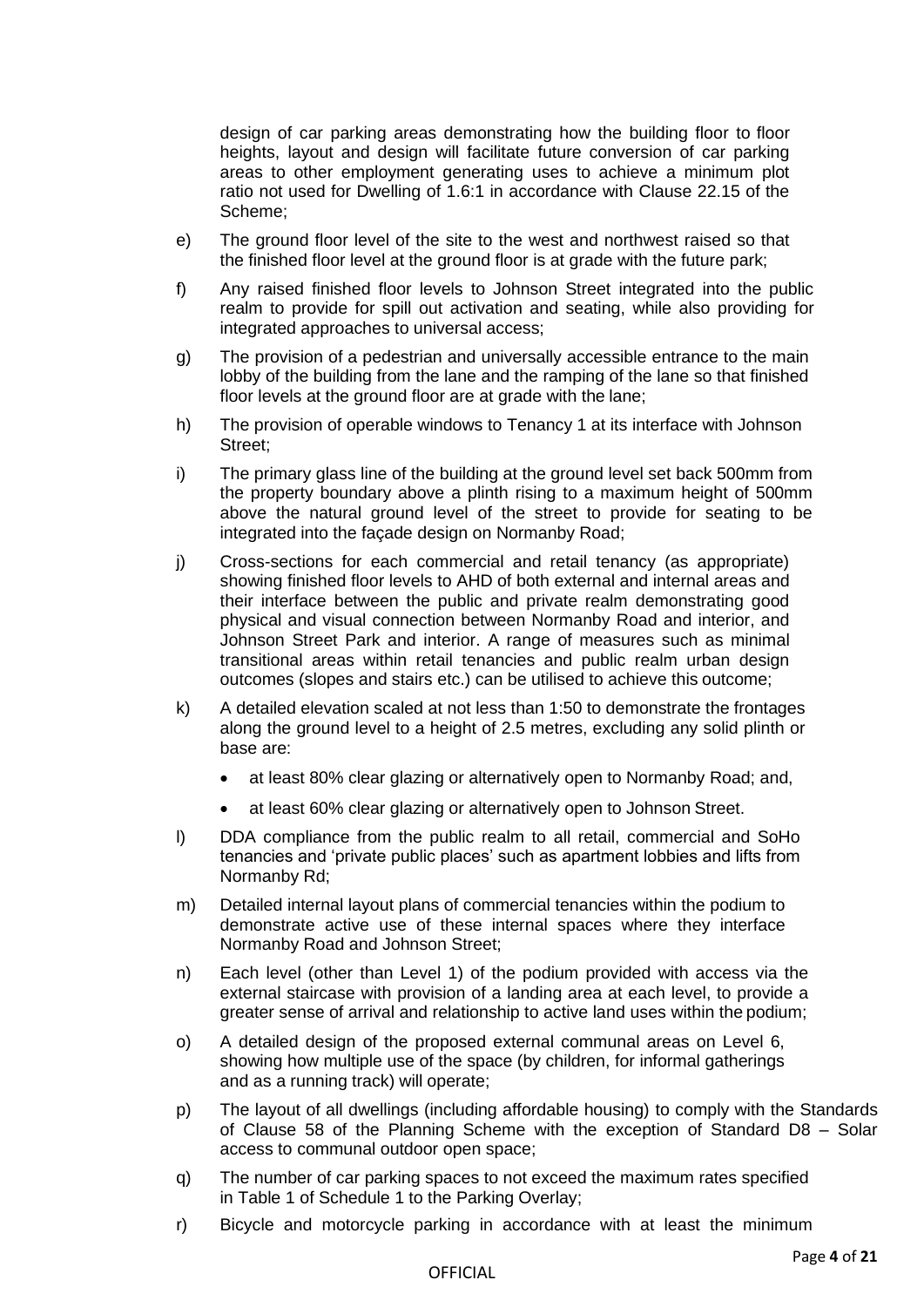design of car parking areas demonstrating how the building floor to floor heights, layout and design will facilitate future conversion of car parking areas to other employment generating uses to achieve a minimum plot ratio not used for Dwelling of 1.6:1 in accordance with Clause 22.15 of the Scheme;

e) The ground floor level of the site to the west and northwest raised so that the finished floor level at the ground floor is at grade with the future park;

f) Any raised finished floor levels to Johnson Street integrated into the public realm to provide for spill out activation and seating, while also providing for integrated approaches to universal access;

g) The provision of a pedestrian and universally accessible entrance to the main lobby of the building from the lane and the ramping of the lane so that finished floor levels at the ground floor are at grade with the lane;

h) The provision of operable windows to Tenancy 1 at its interface with Johnson Street;

i) The primary glass line of the building at the ground level set back 500mm from the property boundary above a plinth rising to a maximum height of 500mm above the natural ground level of the street to provide for seating to be integrated into the façade design on Normanby Road;

j) Cross-sections for each commercial and retail tenancy (as appropriate) showing finished floor levels to AHD of both external and internal areas and their interface between the public and private realm demonstrating good physical and visual connection between Normanby Road and interior, and Johnson Street Park and interior. A range of measures such as minimal transitional areas within retail tenancies and public realm urban design outcomes (slopes and stairs etc.) can be utilised to achieve this outcome;

k) A detailed elevation scaled at not less than 1:50 to demonstrate the frontages along the ground level to a height of 2.5 metres, excluding any solid plinth or base are:

   - at least 80% clear glazing or alternatively open to Normanby Road; and,
   - at least 60% clear glazing or alternatively open to Johnson Street.

l) DDA compliance from the public realm to all retail, commercial and SoHo tenancies and 'private public places' such as apartment lobbies and lifts from Normanby Rd;

m) Detailed internal layout plans of commercial tenancies within the podium to demonstrate active use of these internal spaces where they interface Normanby Road and Johnson Street;

n) Each level (other than Level 1) of the podium provided with access via the external staircase with provision of a landing area at each level, to provide a greater sense of arrival and relationship to active land uses within the podium;

o) A detailed design of the proposed external communal areas on Level 6, showing how multiple use of the space (by children, for informal gatherings and as a running track) will operate;

p) The layout of all dwellings (including affordable housing) to comply with the Standards of Clause 58 of the Planning Scheme with the exception of Standard D8 – Solar access to communal outdoor open space;

q) The number of car parking spaces to not exceed the maximum rates specified in Table 1 of Schedule 1 to the Parking Overlay;

r) Bicycle and motorcycle parking in accordance with at least the minimum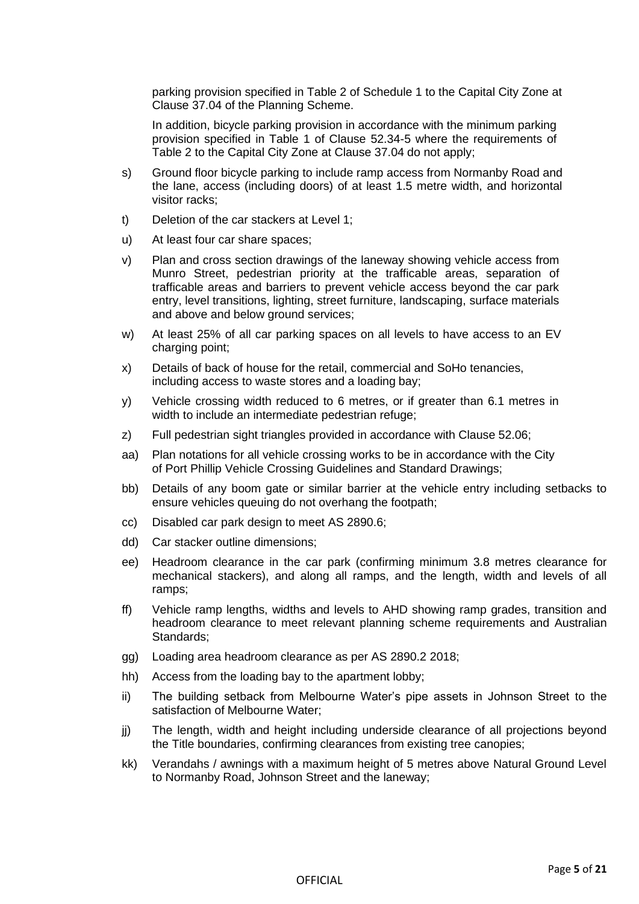parking provision specified in Table 2 of Schedule 1 to the Capital City Zone at Clause 37.04 of the Planning Scheme.

In addition, bicycle parking provision in accordance with the minimum parking provision specified in Table 1 of Clause 52.34-5 where the requirements of Table 2 to the Capital City Zone at Clause 37.04 do not apply;

s) Ground floor bicycle parking to include ramp access from Normanby Road and the lane, access (including doors) of at least 1.5 metre width, and horizontal visitor racks;

t) Deletion of the car stackers at Level 1;

u) At least four car share spaces;

v) Plan and cross section drawings of the laneway showing vehicle access from Munro Street, pedestrian priority at the trafficable areas, separation of trafficable areas and barriers to prevent vehicle access beyond the car park entry, level transitions, lighting, street furniture, landscaping, surface materials and above and below ground services;

w) At least 25% of all car parking spaces on all levels to have access to an EV charging point;

x) Details of back of house for the retail, commercial and SoHo tenancies, including access to waste stores and a loading bay;

y) Vehicle crossing width reduced to 6 metres, or if greater than 6.1 metres in width to include an intermediate pedestrian refuge;

z) Full pedestrian sight triangles provided in accordance with Clause 52.06;

aa) Plan notations for all vehicle crossing works to be in accordance with the City of Port Phillip Vehicle Crossing Guidelines and Standard Drawings;

bb) Details of any boom gate or similar barrier at the vehicle entry including setbacks to ensure vehicles queuing do not overhang the footpath;

cc) Disabled car park design to meet AS 2890.6;

dd) Car stacker outline dimensions;

ee) Headroom clearance in the car park (confirming minimum 3.8 metres clearance for mechanical stackers), and along all ramps, and the length, width and levels of all ramps;

ff) Vehicle ramp lengths, widths and levels to AHD showing ramp grades, transition and headroom clearance to meet relevant planning scheme requirements and Australian Standards;

gg) Loading area headroom clearance as per AS 2890.2 2018;

hh) Access from the loading bay to the apartment lobby;

ii) The building setback from Melbourne Water's pipe assets in Johnson Street to the satisfaction of Melbourne Water;

jj) The length, width and height including underside clearance of all projections beyond the Title boundaries, confirming clearances from existing tree canopies;

kk) Verandahs / awnings with a maximum height of 5 metres above Natural Ground Level to Normanby Road, Johnson Street and the laneway;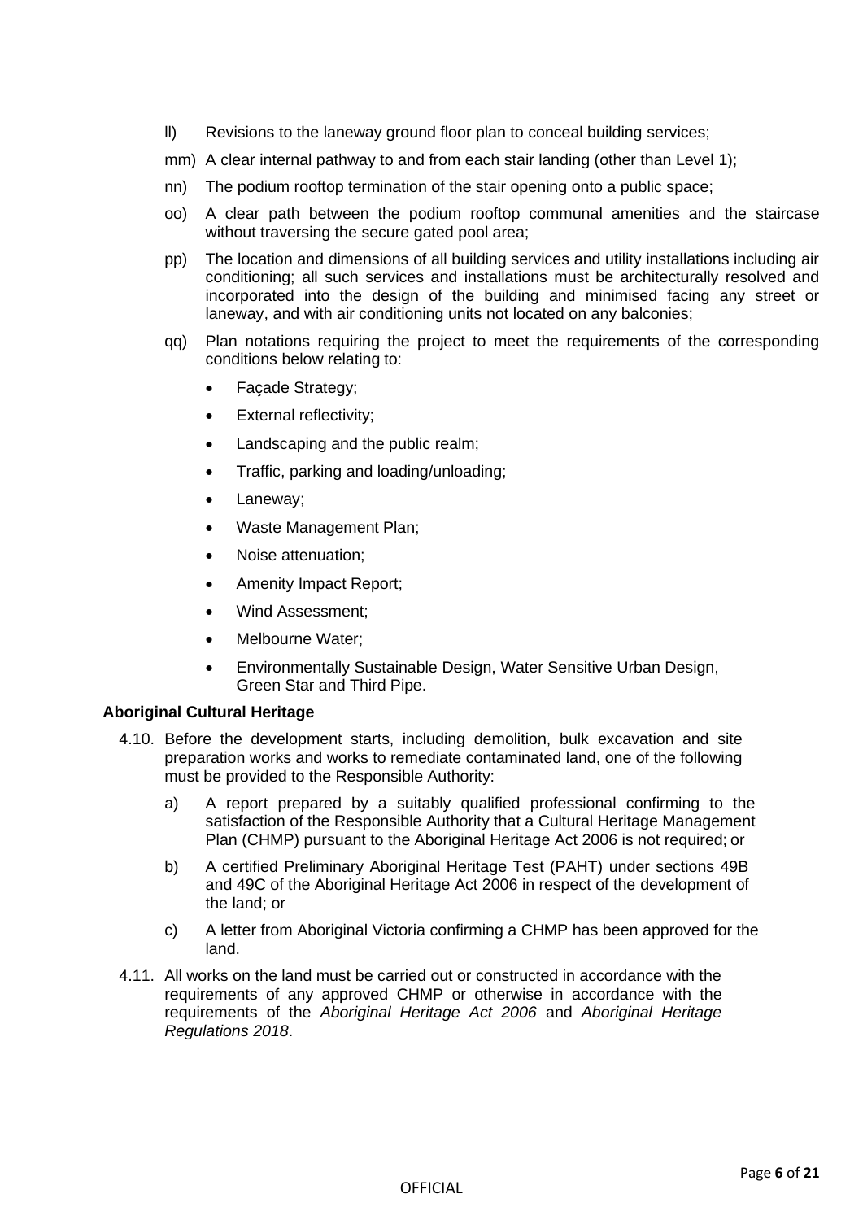ll) Revisions to the laneway ground floor plan to conceal building services;

mm) A clear internal pathway to and from each stair landing (other than Level 1);

nn) The podium rooftop termination of the stair opening onto a public space;

oo) A clear path between the podium rooftop communal amenities and the staircase without traversing the secure gated pool area;

pp) The location and dimensions of all building services and utility installations including air conditioning; all such services and installations must be architecturally resolved and incorporated into the design of the building and minimised facing any street or laneway, and with air conditioning units not located on any balconies;

qq) Plan notations requiring the project to meet the requirements of the corresponding conditions below relating to:

- Façade Strategy;
- External reflectivity;
- Landscaping and the public realm;
- Traffic, parking and loading/unloading;
- Laneway;
- Waste Management Plan;
- Noise attenuation;
- Amenity Impact Report;
- Wind Assessment;
- Melbourne Water;
- Environmentally Sustainable Design, Water Sensitive Urban Design, Green Star and Third Pipe.

**Aboriginal Cultural Heritage**

4.10. Before the development starts, including demolition, bulk excavation and site preparation works and works to remediate contaminated land, one of the following must be provided to the Responsible Authority:

a) A report prepared by a suitably qualified professional confirming to the satisfaction of the Responsible Authority that a Cultural Heritage Management Plan (CHMP) pursuant to the Aboriginal Heritage Act 2006 is not required; or

b) A certified Preliminary Aboriginal Heritage Test (PAHT) under sections 49B and 49C of the Aboriginal Heritage Act 2006 in respect of the development of the land; or

c) A letter from Aboriginal Victoria confirming a CHMP has been approved for the land.

4.11. All works on the land must be carried out or constructed in accordance with the requirements of any approved CHMP or otherwise in accordance with the requirements of the *Aboriginal Heritage Act 2006* and *Aboriginal Heritage Regulations 2018*.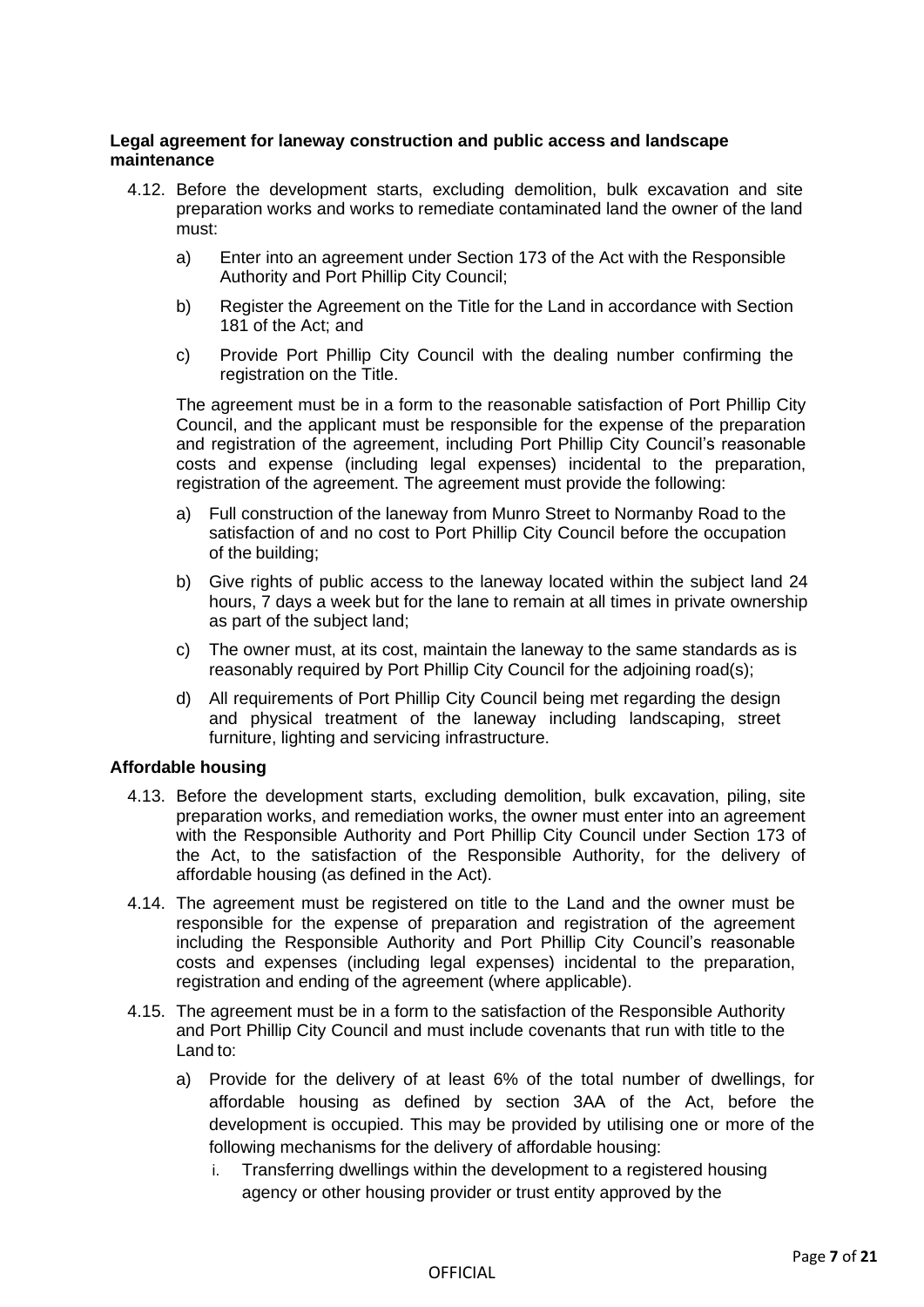**Legal agreement for laneway construction and public access and landscape maintenance**

4.12. Before the development starts, excluding demolition, bulk excavation and site preparation works and works to remediate contaminated land the owner of the land must:

a) Enter into an agreement under Section 173 of the Act with the Responsible Authority and Port Phillip City Council;

b) Register the Agreement on the Title for the Land in accordance with Section 181 of the Act; and

c) Provide Port Phillip City Council with the dealing number confirming the registration on the Title.

The agreement must be in a form to the reasonable satisfaction of Port Phillip City Council, and the applicant must be responsible for the expense of the preparation and registration of the agreement, including Port Phillip City Council's reasonable costs and expense (including legal expenses) incidental to the preparation, registration of the agreement. The agreement must provide the following:

a) Full construction of the laneway from Munro Street to Normanby Road to the satisfaction of and no cost to Port Phillip City Council before the occupation of the building;

b) Give rights of public access to the laneway located within the subject land 24 hours, 7 days a week but for the lane to remain at all times in private ownership as part of the subject land;

c) The owner must, at its cost, maintain the laneway to the same standards as is reasonably required by Port Phillip City Council for the adjoining road(s);

d) All requirements of Port Phillip City Council being met regarding the design and physical treatment of the laneway including landscaping, street furniture, lighting and servicing infrastructure.

**Affordable housing**

4.13. Before the development starts, excluding demolition, bulk excavation, piling, site preparation works, and remediation works, the owner must enter into an agreement with the Responsible Authority and Port Phillip City Council under Section 173 of the Act, to the satisfaction of the Responsible Authority, for the delivery of affordable housing (as defined in the Act).

4.14. The agreement must be registered on title to the Land and the owner must be responsible for the expense of preparation and registration of the agreement including the Responsible Authority and Port Phillip City Council's reasonable costs and expenses (including legal expenses) incidental to the preparation, registration and ending of the agreement (where applicable).

4.15. The agreement must be in a form to the satisfaction of the Responsible Authority and Port Phillip City Council and must include covenants that run with title to the Land to:

a) Provide for the delivery of at least 6% of the total number of dwellings, for affordable housing as defined by section 3AA of the Act, before the development is occupied. This may be provided by utilising one or more of the following mechanisms for the delivery of affordable housing:

i. Transferring dwellings within the development to a registered housing agency or other housing provider or trust entity approved by the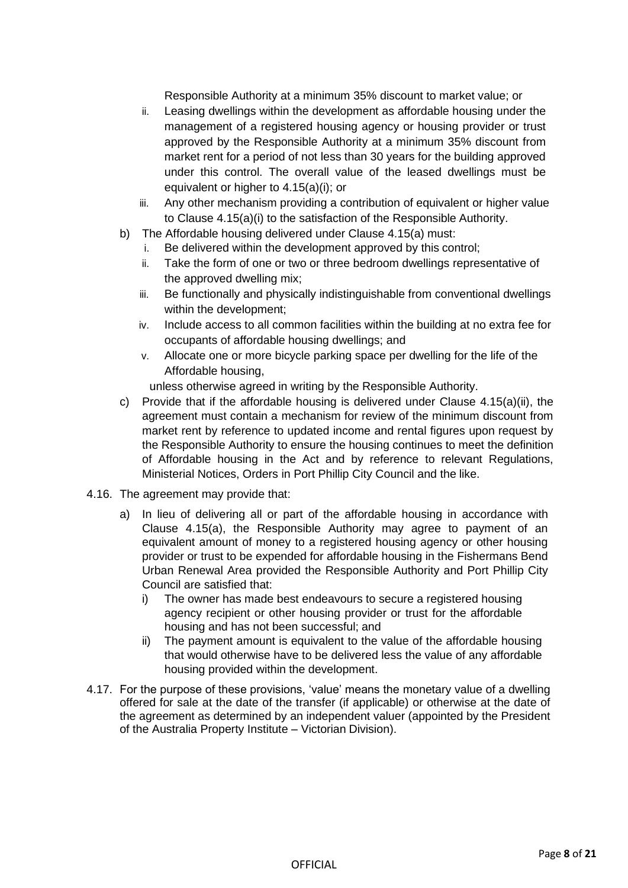Responsible Authority at a minimum 35% discount to market value; or

   ii. Leasing dwellings within the development as affordable housing under the management of a registered housing agency or housing provider or trust approved by the Responsible Authority at a minimum 35% discount from market rent for a period of not less than 30 years for the building approved under this control. The overall value of the leased dwellings must be equivalent or higher to 4.15(a)(i); or
   iii. Any other mechanism providing a contribution of equivalent or higher value to Clause 4.15(a)(i) to the satisfaction of the Responsible Authority.

b) The Affordable housing delivered under Clause 4.15(a) must:
   i. Be delivered within the development approved by this control;
   ii. Take the form of one or two or three bedroom dwellings representative of the approved dwelling mix;
   iii. Be functionally and physically indistinguishable from conventional dwellings within the development;
   iv. Include access to all common facilities within the building at no extra fee for occupants of affordable housing dwellings; and
   v. Allocate one or more bicycle parking space per dwelling for the life of the Affordable housing,

   unless otherwise agreed in writing by the Responsible Authority.

c) Provide that if the affordable housing is delivered under Clause 4.15(a)(ii), the agreement must contain a mechanism for review of the minimum discount from market rent by reference to updated income and rental figures upon request by the Responsible Authority to ensure the housing continues to meet the definition of Affordable housing in the Act and by reference to relevant Regulations, Ministerial Notices, Orders in Port Phillip City Council and the like.

4.16. The agreement may provide that:

a) In lieu of delivering all or part of the affordable housing in accordance with Clause 4.15(a), the Responsible Authority may agree to payment of an equivalent amount of money to a registered housing agency or other housing provider or trust to be expended for affordable housing in the Fishermans Bend Urban Renewal Area provided the Responsible Authority and Port Phillip City Council are satisfied that:
   i) The owner has made best endeavours to secure a registered housing agency recipient or other housing provider or trust for the affordable housing and has not been successful; and
   ii) The payment amount is equivalent to the value of the affordable housing that would otherwise have to be delivered less the value of any affordable housing provided within the development.

4.17. For the purpose of these provisions, 'value' means the monetary value of a dwelling offered for sale at the date of the transfer (if applicable) or otherwise at the date of the agreement as determined by an independent valuer (appointed by the President of the Australia Property Institute – Victorian Division).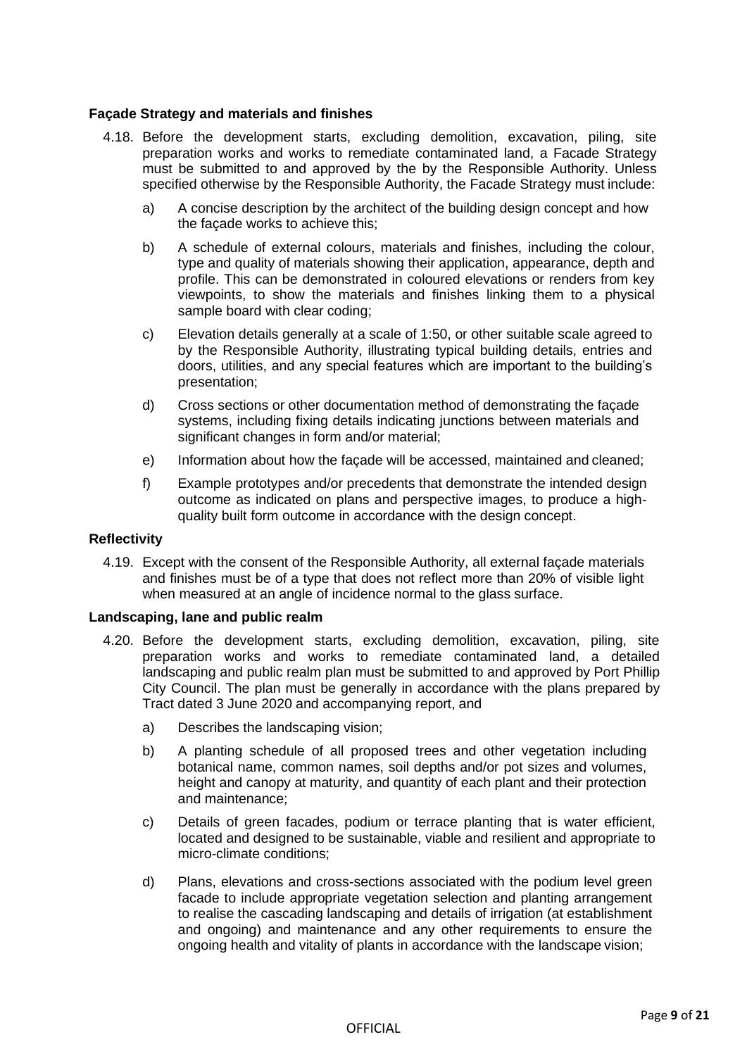**Façade Strategy and materials and finishes**

4.18. Before the development starts, excluding demolition, excavation, piling, site preparation works and works to remediate contaminated land, a Facade Strategy must be submitted to and approved by the by the Responsible Authority. Unless specified otherwise by the Responsible Authority, the Facade Strategy must include:

a) A concise description by the architect of the building design concept and how the façade works to achieve this;

b) A schedule of external colours, materials and finishes, including the colour, type and quality of materials showing their application, appearance, depth and profile. This can be demonstrated in coloured elevations or renders from key viewpoints, to show the materials and finishes linking them to a physical sample board with clear coding;

c) Elevation details generally at a scale of 1:50, or other suitable scale agreed to by the Responsible Authority, illustrating typical building details, entries and doors, utilities, and any special features which are important to the building's presentation;

d) Cross sections or other documentation method of demonstrating the façade systems, including fixing details indicating junctions between materials and significant changes in form and/or material;

e) Information about how the façade will be accessed, maintained and cleaned;

f) Example prototypes and/or precedents that demonstrate the intended design outcome as indicated on plans and perspective images, to produce a high-quality built form outcome in accordance with the design concept.

**Reflectivity**

4.19. Except with the consent of the Responsible Authority, all external façade materials and finishes must be of a type that does not reflect more than 20% of visible light when measured at an angle of incidence normal to the glass surface.

**Landscaping, lane and public realm**

4.20. Before the development starts, excluding demolition, excavation, piling, site preparation works and works to remediate contaminated land, a detailed landscaping and public realm plan must be submitted to and approved by Port Phillip City Council. The plan must be generally in accordance with the plans prepared by Tract dated 3 June 2020 and accompanying report, and

a) Describes the landscaping vision;

b) A planting schedule of all proposed trees and other vegetation including botanical name, common names, soil depths and/or pot sizes and volumes, height and canopy at maturity, and quantity of each plant and their protection and maintenance;

c) Details of green facades, podium or terrace planting that is water efficient, located and designed to be sustainable, viable and resilient and appropriate to micro-climate conditions;

d) Plans, elevations and cross-sections associated with the podium level green facade to include appropriate vegetation selection and planting arrangement to realise the cascading landscaping and details of irrigation (at establishment and ongoing) and maintenance and any other requirements to ensure the ongoing health and vitality of plants in accordance with the landscape vision;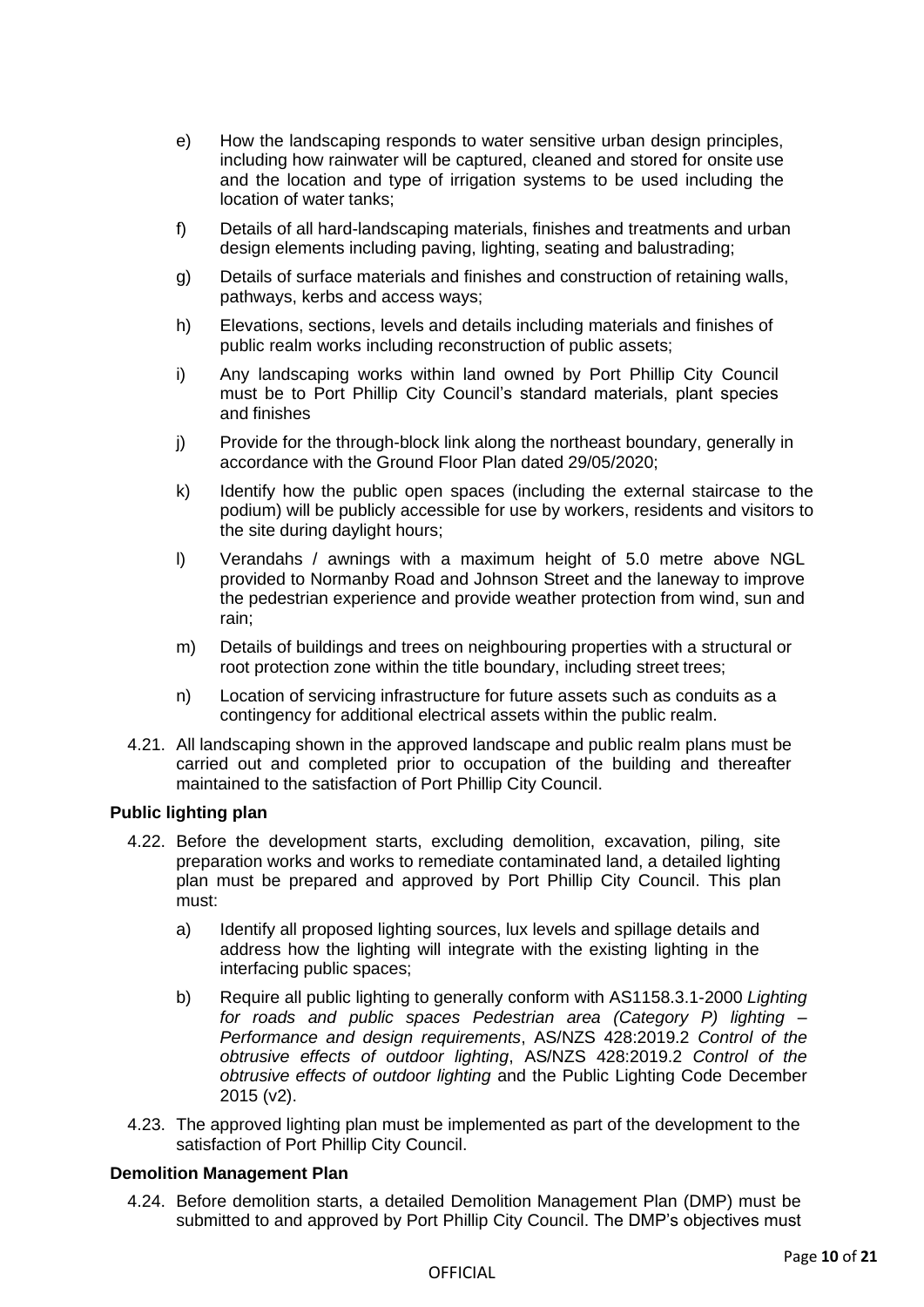e) How the landscaping responds to water sensitive urban design principles, including how rainwater will be captured, cleaned and stored for onsite use and the location and type of irrigation systems to be used including the location of water tanks;

f) Details of all hard-landscaping materials, finishes and treatments and urban design elements including paving, lighting, seating and balustrading;

g) Details of surface materials and finishes and construction of retaining walls, pathways, kerbs and access ways;

h) Elevations, sections, levels and details including materials and finishes of public realm works including reconstruction of public assets;

i) Any landscaping works within land owned by Port Phillip City Council must be to Port Phillip City Council's standard materials, plant species and finishes

j) Provide for the through-block link along the northeast boundary, generally in accordance with the Ground Floor Plan dated 29/05/2020;

k) Identify how the public open spaces (including the external staircase to the podium) will be publicly accessible for use by workers, residents and visitors to the site during daylight hours;

l) Verandahs / awnings with a maximum height of 5.0 metre above NGL provided to Normanby Road and Johnson Street and the laneway to improve the pedestrian experience and provide weather protection from wind, sun and rain;

m) Details of buildings and trees on neighbouring properties with a structural or root protection zone within the title boundary, including street trees;

n) Location of servicing infrastructure for future assets such as conduits as a contingency for additional electrical assets within the public realm.

4.21. All landscaping shown in the approved landscape and public realm plans must be carried out and completed prior to occupation of the building and thereafter maintained to the satisfaction of Port Phillip City Council.

**Public lighting plan**

4.22. Before the development starts, excluding demolition, excavation, piling, site preparation works and works to remediate contaminated land, a detailed lighting plan must be prepared and approved by Port Phillip City Council. This plan must:

a) Identify all proposed lighting sources, lux levels and spillage details and address how the lighting will integrate with the existing lighting in the interfacing public spaces;

b) Require all public lighting to generally conform with AS1158.3.1-2000 *Lighting for roads and public spaces Pedestrian area (Category P) lighting – Performance and design requirements*, AS/NZS 428:2019.2 *Control of the obtrusive effects of outdoor lighting*, AS/NZS 428:2019.2 *Control of the obtrusive effects of outdoor lighting* and the Public Lighting Code December 2015 (v2).

4.23. The approved lighting plan must be implemented as part of the development to the satisfaction of Port Phillip City Council.

**Demolition Management Plan**

4.24. Before demolition starts, a detailed Demolition Management Plan (DMP) must be submitted to and approved by Port Phillip City Council. The DMP's objectives must

OFFICIAL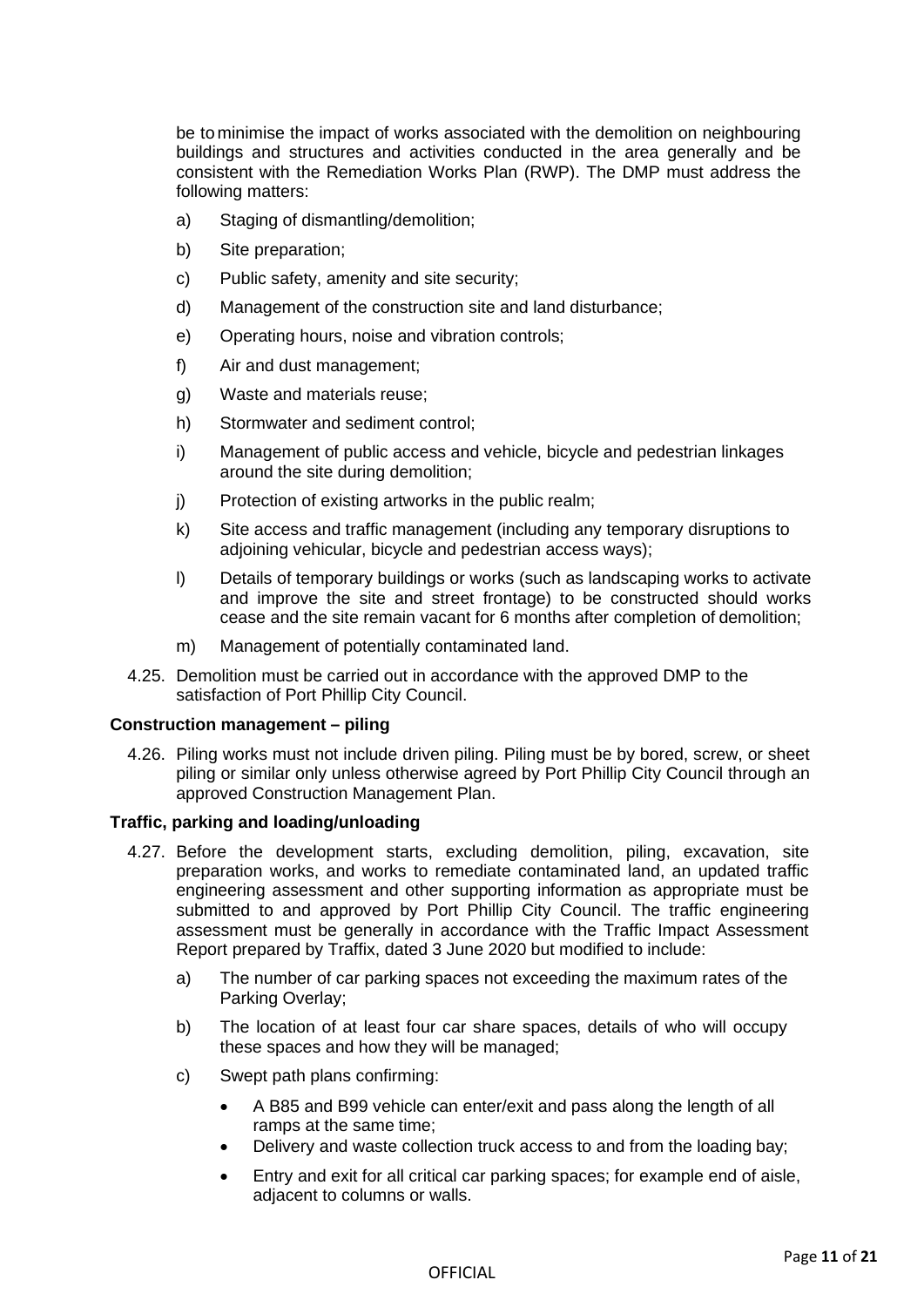be to minimise the impact of works associated with the demolition on neighbouring buildings and structures and activities conducted in the area generally and be consistent with the Remediation Works Plan (RWP). The DMP must address the following matters:

a) Staging of dismantling/demolition;

b) Site preparation;

c) Public safety, amenity and site security;

d) Management of the construction site and land disturbance;

e) Operating hours, noise and vibration controls;

f) Air and dust management;

g) Waste and materials reuse;

h) Stormwater and sediment control;

i) Management of public access and vehicle, bicycle and pedestrian linkages around the site during demolition;

j) Protection of existing artworks in the public realm;

k) Site access and traffic management (including any temporary disruptions to adjoining vehicular, bicycle and pedestrian access ways);

l) Details of temporary buildings or works (such as landscaping works to activate and improve the site and street frontage) to be constructed should works cease and the site remain vacant for 6 months after completion of demolition;

m) Management of potentially contaminated land.

4.25. Demolition must be carried out in accordance with the approved DMP to the satisfaction of Port Phillip City Council.

**Construction management – piling**

4.26. Piling works must not include driven piling. Piling must be by bored, screw, or sheet piling or similar only unless otherwise agreed by Port Phillip City Council through an approved Construction Management Plan.

**Traffic, parking and loading/unloading**

4.27. Before the development starts, excluding demolition, piling, excavation, site preparation works, and works to remediate contaminated land, an updated traffic engineering assessment and other supporting information as appropriate must be submitted to and approved by Port Phillip City Council. The traffic engineering assessment must be generally in accordance with the Traffic Impact Assessment Report prepared by Traffix, dated 3 June 2020 but modified to include:

a) The number of car parking spaces not exceeding the maximum rates of the Parking Overlay;

b) The location of at least four car share spaces, details of who will occupy these spaces and how they will be managed;

c) Swept path plans confirming:

- A B85 and B99 vehicle can enter/exit and pass along the length of all ramps at the same time;
- Delivery and waste collection truck access to and from the loading bay;
- Entry and exit for all critical car parking spaces; for example end of aisle, adjacent to columns or walls.

OFFICIAL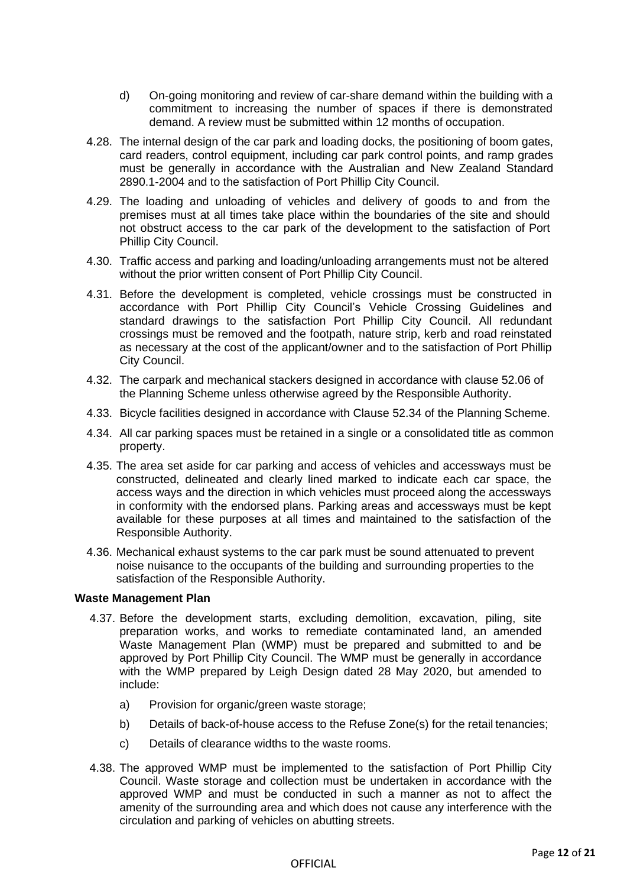d) On-going monitoring and review of car-share demand within the building with a commitment to increasing the number of spaces if there is demonstrated demand. A review must be submitted within 12 months of occupation.

4.28. The internal design of the car park and loading docks, the positioning of boom gates, card readers, control equipment, including car park control points, and ramp grades must be generally in accordance with the Australian and New Zealand Standard 2890.1-2004 and to the satisfaction of Port Phillip City Council.

4.29. The loading and unloading of vehicles and delivery of goods to and from the premises must at all times take place within the boundaries of the site and should not obstruct access to the car park of the development to the satisfaction of Port Phillip City Council.

4.30. Traffic access and parking and loading/unloading arrangements must not be altered without the prior written consent of Port Phillip City Council.

4.31. Before the development is completed, vehicle crossings must be constructed in accordance with Port Phillip City Council's Vehicle Crossing Guidelines and standard drawings to the satisfaction Port Phillip City Council. All redundant crossings must be removed and the footpath, nature strip, kerb and road reinstated as necessary at the cost of the applicant/owner and to the satisfaction of Port Phillip City Council.

4.32. The carpark and mechanical stackers designed in accordance with clause 52.06 of the Planning Scheme unless otherwise agreed by the Responsible Authority.

4.33. Bicycle facilities designed in accordance with Clause 52.34 of the Planning Scheme.

4.34. All car parking spaces must be retained in a single or a consolidated title as common property.

4.35. The area set aside for car parking and access of vehicles and accessways must be constructed, delineated and clearly lined marked to indicate each car space, the access ways and the direction in which vehicles must proceed along the accessways in conformity with the endorsed plans. Parking areas and accessways must be kept available for these purposes at all times and maintained to the satisfaction of the Responsible Authority.

4.36. Mechanical exhaust systems to the car park must be sound attenuated to prevent noise nuisance to the occupants of the building and surrounding properties to the satisfaction of the Responsible Authority.

**Waste Management Plan**

4.37. Before the development starts, excluding demolition, excavation, piling, site preparation works, and works to remediate contaminated land, an amended Waste Management Plan (WMP) must be prepared and submitted to and be approved by Port Phillip City Council. The WMP must be generally in accordance with the WMP prepared by Leigh Design dated 28 May 2020, but amended to include:

a) Provision for organic/green waste storage;

b) Details of back-of-house access to the Refuse Zone(s) for the retail tenancies;

c) Details of clearance widths to the waste rooms.

4.38. The approved WMP must be implemented to the satisfaction of Port Phillip City Council. Waste storage and collection must be undertaken in accordance with the approved WMP and must be conducted in such a manner as not to affect the amenity of the surrounding area and which does not cause any interference with the circulation and parking of vehicles on abutting streets.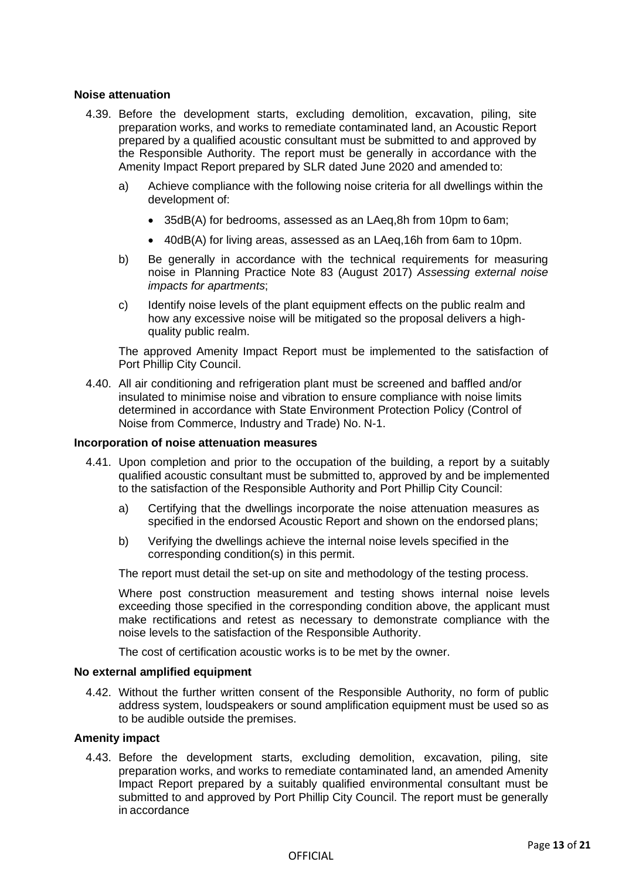**Noise attenuation**

4.39. Before the development starts, excluding demolition, excavation, piling, site preparation works, and works to remediate contaminated land, an Acoustic Report prepared by a qualified acoustic consultant must be submitted to and approved by the Responsible Authority. The report must be generally in accordance with the Amenity Impact Report prepared by SLR dated June 2020 and amended to:

a) Achieve compliance with the following noise criteria for all dwellings within the development of:

- 35dB(A) for bedrooms, assessed as an LAeq,8h from 10pm to 6am;
- 40dB(A) for living areas, assessed as an LAeq,16h from 6am to 10pm.

b) Be generally in accordance with the technical requirements for measuring noise in Planning Practice Note 83 (August 2017) *Assessing external noise impacts for apartments*;

c) Identify noise levels of the plant equipment effects on the public realm and how any excessive noise will be mitigated so the proposal delivers a high-quality public realm.

The approved Amenity Impact Report must be implemented to the satisfaction of Port Phillip City Council.

4.40. All air conditioning and refrigeration plant must be screened and baffled and/or insulated to minimise noise and vibration to ensure compliance with noise limits determined in accordance with State Environment Protection Policy (Control of Noise from Commerce, Industry and Trade) No. N-1.

**Incorporation of noise attenuation measures**

4.41. Upon completion and prior to the occupation of the building, a report by a suitably qualified acoustic consultant must be submitted to, approved by and be implemented to the satisfaction of the Responsible Authority and Port Phillip City Council:

a) Certifying that the dwellings incorporate the noise attenuation measures as specified in the endorsed Acoustic Report and shown on the endorsed plans;

b) Verifying the dwellings achieve the internal noise levels specified in the corresponding condition(s) in this permit.

The report must detail the set-up on site and methodology of the testing process.

Where post construction measurement and testing shows internal noise levels exceeding those specified in the corresponding condition above, the applicant must make rectifications and retest as necessary to demonstrate compliance with the noise levels to the satisfaction of the Responsible Authority.

The cost of certification acoustic works is to be met by the owner.

**No external amplified equipment**

4.42. Without the further written consent of the Responsible Authority, no form of public address system, loudspeakers or sound amplification equipment must be used so as to be audible outside the premises.

**Amenity impact**

4.43. Before the development starts, excluding demolition, excavation, piling, site preparation works, and works to remediate contaminated land, an amended Amenity Impact Report prepared by a suitably qualified environmental consultant must be submitted to and approved by Port Phillip City Council. The report must be generally in accordance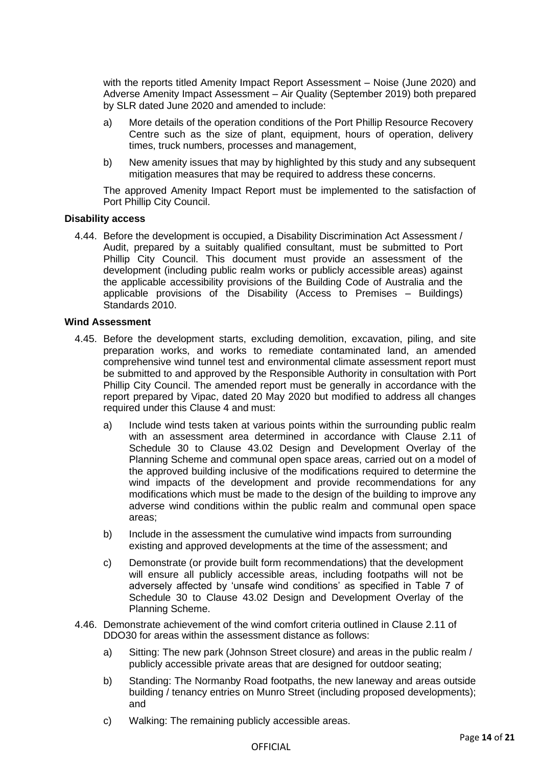with the reports titled Amenity Impact Report Assessment – Noise (June 2020) and Adverse Amenity Impact Assessment – Air Quality (September 2019) both prepared by SLR dated June 2020 and amended to include:

a) More details of the operation conditions of the Port Phillip Resource Recovery Centre such as the size of plant, equipment, hours of operation, delivery times, truck numbers, processes and management,

b) New amenity issues that may by highlighted by this study and any subsequent mitigation measures that may be required to address these concerns.

The approved Amenity Impact Report must be implemented to the satisfaction of Port Phillip City Council.

**Disability access**

4.44. Before the development is occupied, a Disability Discrimination Act Assessment / Audit, prepared by a suitably qualified consultant, must be submitted to Port Phillip City Council. This document must provide an assessment of the development (including public realm works or publicly accessible areas) against the applicable accessibility provisions of the Building Code of Australia and the applicable provisions of the Disability (Access to Premises – Buildings) Standards 2010.

**Wind Assessment**

4.45. Before the development starts, excluding demolition, excavation, piling, and site preparation works, and works to remediate contaminated land, an amended comprehensive wind tunnel test and environmental climate assessment report must be submitted to and approved by the Responsible Authority in consultation with Port Phillip City Council. The amended report must be generally in accordance with the report prepared by Vipac, dated 20 May 2020 but modified to address all changes required under this Clause 4 and must:

a) Include wind tests taken at various points within the surrounding public realm with an assessment area determined in accordance with Clause 2.11 of Schedule 30 to Clause 43.02 Design and Development Overlay of the Planning Scheme and communal open space areas, carried out on a model of the approved building inclusive of the modifications required to determine the wind impacts of the development and provide recommendations for any modifications which must be made to the design of the building to improve any adverse wind conditions within the public realm and communal open space areas;

b) Include in the assessment the cumulative wind impacts from surrounding existing and approved developments at the time of the assessment; and

c) Demonstrate (or provide built form recommendations) that the development will ensure all publicly accessible areas, including footpaths will not be adversely affected by 'unsafe wind conditions' as specified in Table 7 of Schedule 30 to Clause 43.02 Design and Development Overlay of the Planning Scheme.

4.46. Demonstrate achievement of the wind comfort criteria outlined in Clause 2.11 of DDO30 for areas within the assessment distance as follows:

a) Sitting: The new park (Johnson Street closure) and areas in the public realm / publicly accessible private areas that are designed for outdoor seating;

b) Standing: The Normanby Road footpaths, the new laneway and areas outside building / tenancy entries on Munro Street (including proposed developments); and

c) Walking: The remaining publicly accessible areas.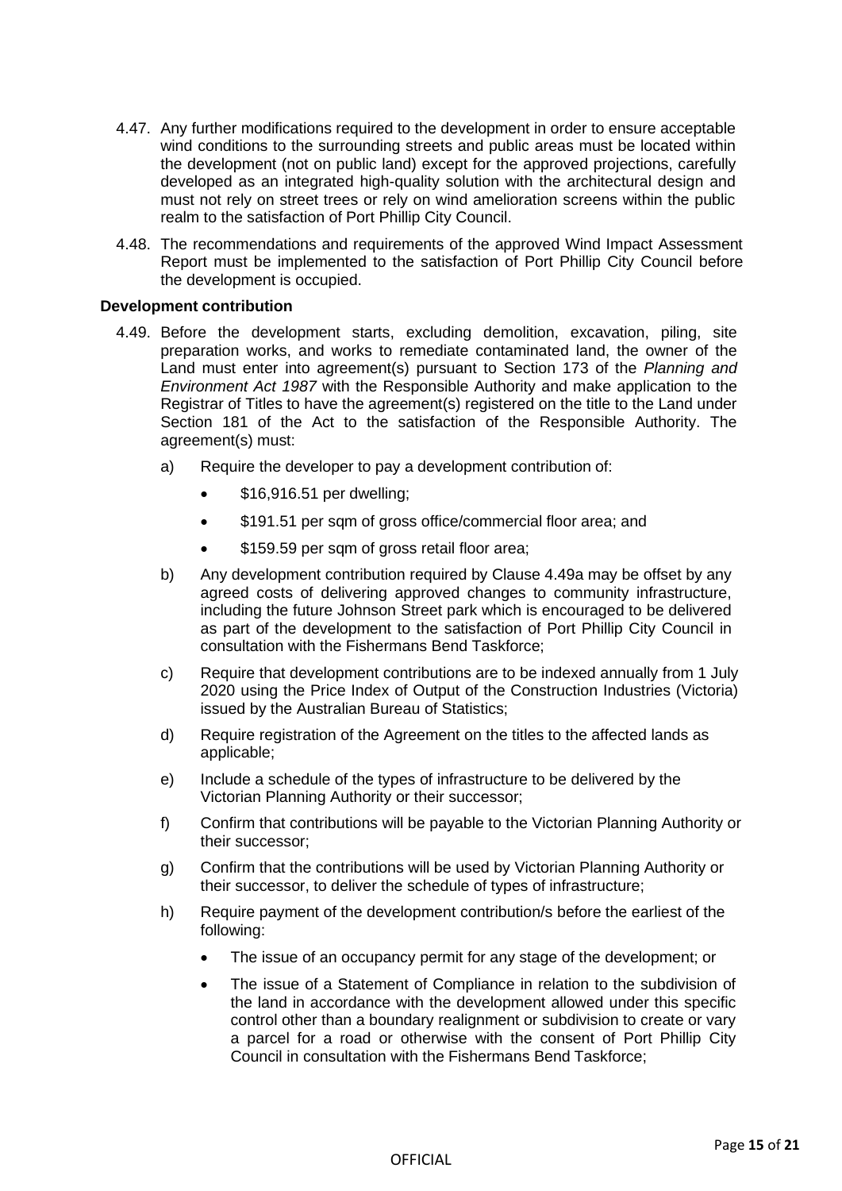4.47. Any further modifications required to the development in order to ensure acceptable wind conditions to the surrounding streets and public areas must be located within the development (not on public land) except for the approved projections, carefully developed as an integrated high-quality solution with the architectural design and must not rely on street trees or rely on wind amelioration screens within the public realm to the satisfaction of Port Phillip City Council.

4.48. The recommendations and requirements of the approved Wind Impact Assessment Report must be implemented to the satisfaction of Port Phillip City Council before the development is occupied.

**Development contribution**

4.49. Before the development starts, excluding demolition, excavation, piling, site preparation works, and works to remediate contaminated land, the owner of the Land must enter into agreement(s) pursuant to Section 173 of the *Planning and Environment Act 1987* with the Responsible Authority and make application to the Registrar of Titles to have the agreement(s) registered on the title to the Land under Section 181 of the Act to the satisfaction of the Responsible Authority. The agreement(s) must:

a) Require the developer to pay a development contribution of:
   - $16,916.51 per dwelling;
   - $191.51 per sqm of gross office/commercial floor area; and
   - $159.59 per sqm of gross retail floor area;

b) Any development contribution required by Clause 4.49a may be offset by any agreed costs of delivering approved changes to community infrastructure, including the future Johnson Street park which is encouraged to be delivered as part of the development to the satisfaction of Port Phillip City Council in consultation with the Fishermans Bend Taskforce;

c) Require that development contributions are to be indexed annually from 1 July 2020 using the Price Index of Output of the Construction Industries (Victoria) issued by the Australian Bureau of Statistics;

d) Require registration of the Agreement on the titles to the affected lands as applicable;

e) Include a schedule of the types of infrastructure to be delivered by the Victorian Planning Authority or their successor;

f) Confirm that contributions will be payable to the Victorian Planning Authority or their successor;

g) Confirm that the contributions will be used by Victorian Planning Authority or their successor, to deliver the schedule of types of infrastructure;

h) Require payment of the development contribution/s before the earliest of the following:
   - The issue of an occupancy permit for any stage of the development; or
   - The issue of a Statement of Compliance in relation to the subdivision of the land in accordance with the development allowed under this specific control other than a boundary realignment or subdivision to create or vary a parcel for a road or otherwise with the consent of Port Phillip City Council in consultation with the Fishermans Bend Taskforce;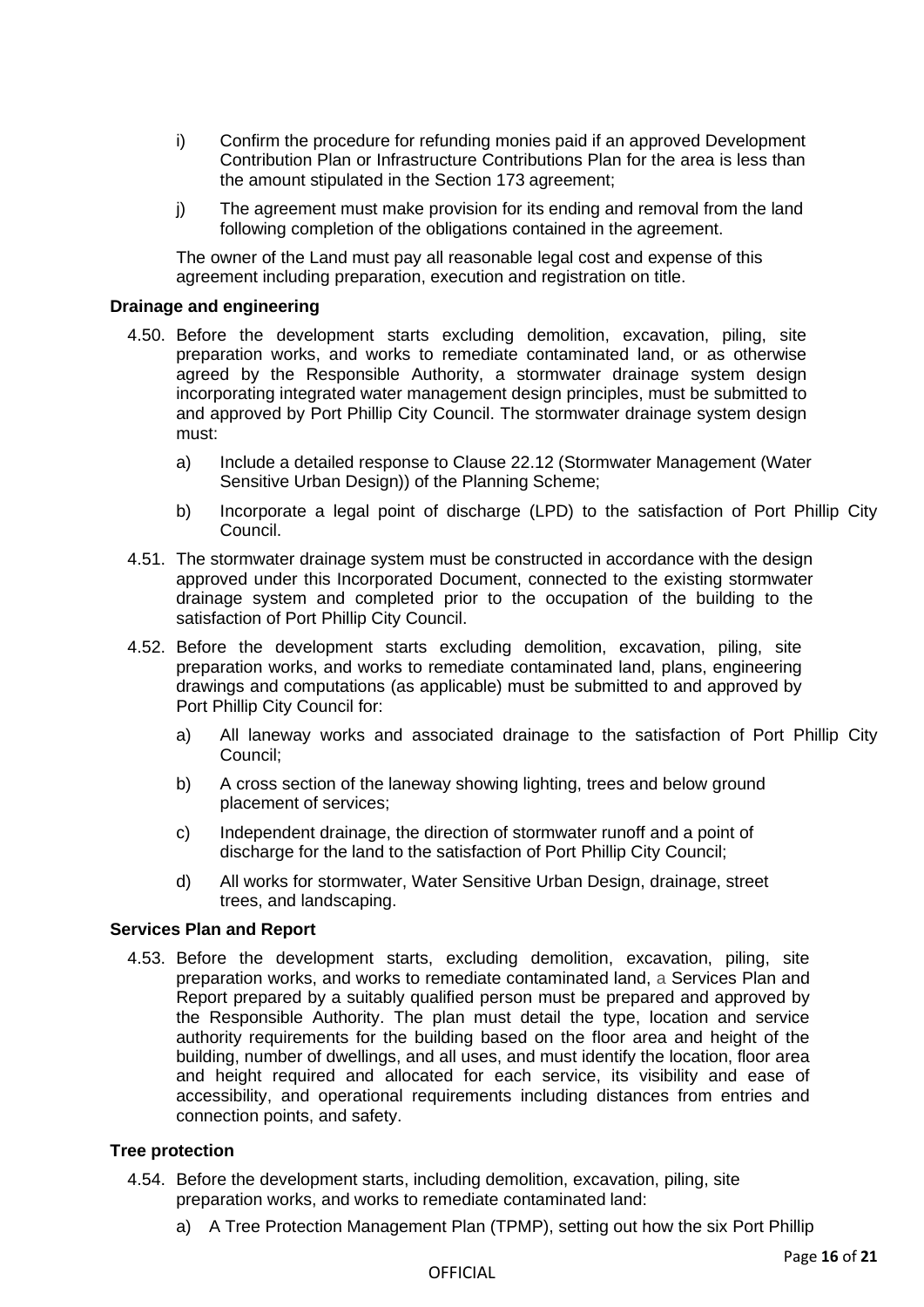i) Confirm the procedure for refunding monies paid if an approved Development Contribution Plan or Infrastructure Contributions Plan for the area is less than the amount stipulated in the Section 173 agreement;

j) The agreement must make provision for its ending and removal from the land following completion of the obligations contained in the agreement.

The owner of the Land must pay all reasonable legal cost and expense of this agreement including preparation, execution and registration on title.

**Drainage and engineering**

4.50. Before the development starts excluding demolition, excavation, piling, site preparation works, and works to remediate contaminated land, or as otherwise agreed by the Responsible Authority, a stormwater drainage system design incorporating integrated water management design principles, must be submitted to and approved by Port Phillip City Council. The stormwater drainage system design must:

a) Include a detailed response to Clause 22.12 (Stormwater Management (Water Sensitive Urban Design)) of the Planning Scheme;

b) Incorporate a legal point of discharge (LPD) to the satisfaction of Port Phillip City Council.

4.51. The stormwater drainage system must be constructed in accordance with the design approved under this Incorporated Document, connected to the existing stormwater drainage system and completed prior to the occupation of the building to the satisfaction of Port Phillip City Council.

4.52. Before the development starts excluding demolition, excavation, piling, site preparation works, and works to remediate contaminated land, plans, engineering drawings and computations (as applicable) must be submitted to and approved by Port Phillip City Council for:

a) All laneway works and associated drainage to the satisfaction of Port Phillip City Council;

b) A cross section of the laneway showing lighting, trees and below ground placement of services;

c) Independent drainage, the direction of stormwater runoff and a point of discharge for the land to the satisfaction of Port Phillip City Council;

d) All works for stormwater, Water Sensitive Urban Design, drainage, street trees, and landscaping.

**Services Plan and Report**

4.53. Before the development starts, excluding demolition, excavation, piling, site preparation works, and works to remediate contaminated land, a Services Plan and Report prepared by a suitably qualified person must be prepared and approved by the Responsible Authority. The plan must detail the type, location and service authority requirements for the building based on the floor area and height of the building, number of dwellings, and all uses, and must identify the location, floor area and height required and allocated for each service, its visibility and ease of accessibility, and operational requirements including distances from entries and connection points, and safety.

**Tree protection**

4.54. Before the development starts, including demolition, excavation, piling, site preparation works, and works to remediate contaminated land:

a) A Tree Protection Management Plan (TPMP), setting out how the six Port Phillip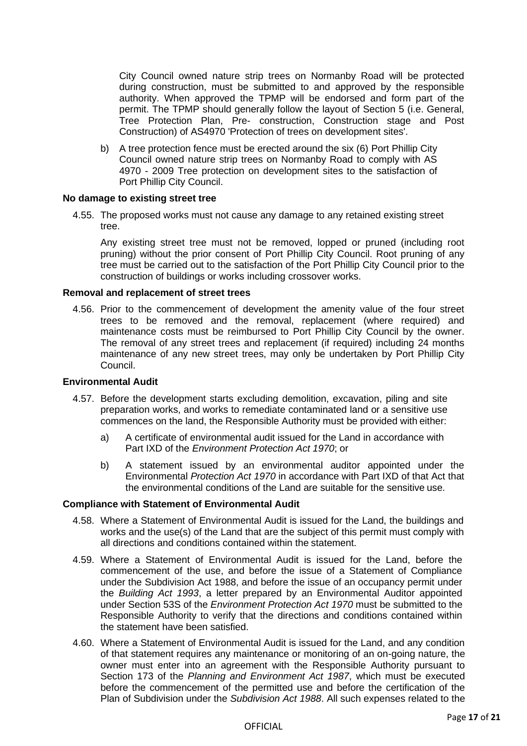City Council owned nature strip trees on Normanby Road will be protected during construction, must be submitted to and approved by the responsible authority. When approved the TPMP will be endorsed and form part of the permit. The TPMP should generally follow the layout of Section 5 (i.e. General, Tree Protection Plan, Pre- construction, Construction stage and Post Construction) of AS4970 'Protection of trees on development sites'.

b) A tree protection fence must be erected around the six (6) Port Phillip City Council owned nature strip trees on Normanby Road to comply with AS 4970 - 2009 Tree protection on development sites to the satisfaction of Port Phillip City Council.

**No damage to existing street tree**

4.55. The proposed works must not cause any damage to any retained existing street tree.

Any existing street tree must not be removed, lopped or pruned (including root pruning) without the prior consent of Port Phillip City Council. Root pruning of any tree must be carried out to the satisfaction of the Port Phillip City Council prior to the construction of buildings or works including crossover works.

**Removal and replacement of street trees**

4.56. Prior to the commencement of development the amenity value of the four street trees to be removed and the removal, replacement (where required) and maintenance costs must be reimbursed to Port Phillip City Council by the owner. The removal of any street trees and replacement (if required) including 24 months maintenance of any new street trees, may only be undertaken by Port Phillip City Council.

**Environmental Audit**

4.57. Before the development starts excluding demolition, excavation, piling and site preparation works, and works to remediate contaminated land or a sensitive use commences on the land, the Responsible Authority must be provided with either:

a) A certificate of environmental audit issued for the Land in accordance with Part IXD of the *Environment Protection Act 1970*; or

b) A statement issued by an environmental auditor appointed under the Environmental *Protection Act 1970* in accordance with Part IXD of that Act that the environmental conditions of the Land are suitable for the sensitive use.

**Compliance with Statement of Environmental Audit**

4.58. Where a Statement of Environmental Audit is issued for the Land, the buildings and works and the use(s) of the Land that are the subject of this permit must comply with all directions and conditions contained within the statement.

4.59. Where a Statement of Environmental Audit is issued for the Land, before the commencement of the use, and before the issue of a Statement of Compliance under the Subdivision Act 1988, and before the issue of an occupancy permit under the *Building Act 1993*, a letter prepared by an Environmental Auditor appointed under Section 53S of the *Environment Protection Act 1970* must be submitted to the Responsible Authority to verify that the directions and conditions contained within the statement have been satisfied.

4.60. Where a Statement of Environmental Audit is issued for the Land, and any condition of that statement requires any maintenance or monitoring of an on-going nature, the owner must enter into an agreement with the Responsible Authority pursuant to Section 173 of the *Planning and Environment Act 1987*, which must be executed before the commencement of the permitted use and before the certification of the Plan of Subdivision under the *Subdivision Act 1988*. All such expenses related to the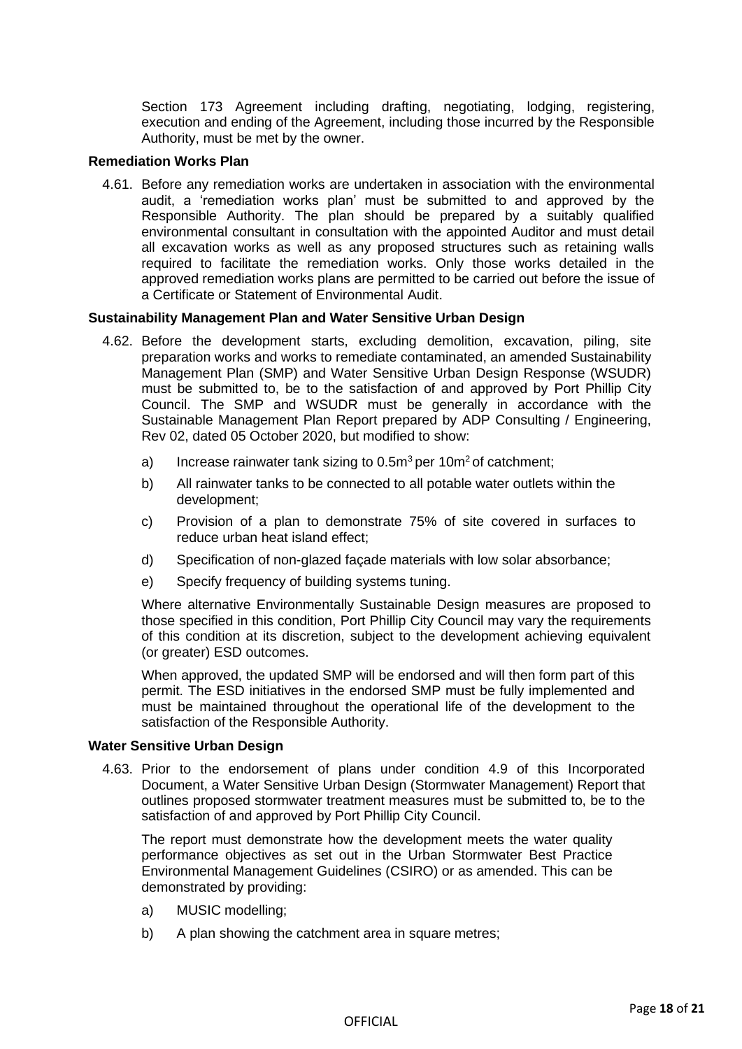Section 173 Agreement including drafting, negotiating, lodging, registering, execution and ending of the Agreement, including those incurred by the Responsible Authority, must be met by the owner.

**Remediation Works Plan**

4.61. Before any remediation works are undertaken in association with the environmental audit, a 'remediation works plan' must be submitted to and approved by the Responsible Authority. The plan should be prepared by a suitably qualified environmental consultant in consultation with the appointed Auditor and must detail all excavation works as well as any proposed structures such as retaining walls required to facilitate the remediation works. Only those works detailed in the approved remediation works plans are permitted to be carried out before the issue of a Certificate or Statement of Environmental Audit.

**Sustainability Management Plan and Water Sensitive Urban Design**

4.62. Before the development starts, excluding demolition, excavation, piling, site preparation works and works to remediate contaminated, an amended Sustainability Management Plan (SMP) and Water Sensitive Urban Design Response (WSUDR) must be submitted to, be to the satisfaction of and approved by Port Phillip City Council. The SMP and WSUDR must be generally in accordance with the Sustainable Management Plan Report prepared by ADP Consulting / Engineering, Rev 02, dated 05 October 2020, but modified to show:

a) Increase rainwater tank sizing to $0.5m^3$ per $10m^2$ of catchment;

b) All rainwater tanks to be connected to all potable water outlets within the development;

c) Provision of a plan to demonstrate 75% of site covered in surfaces to reduce urban heat island effect;

d) Specification of non-glazed façade materials with low solar absorbance;

e) Specify frequency of building systems tuning.

Where alternative Environmentally Sustainable Design measures are proposed to those specified in this condition, Port Phillip City Council may vary the requirements of this condition at its discretion, subject to the development achieving equivalent (or greater) ESD outcomes.

When approved, the updated SMP will be endorsed and will then form part of this permit. The ESD initiatives in the endorsed SMP must be fully implemented and must be maintained throughout the operational life of the development to the satisfaction of the Responsible Authority.

**Water Sensitive Urban Design**

4.63. Prior to the endorsement of plans under condition 4.9 of this Incorporated Document, a Water Sensitive Urban Design (Stormwater Management) Report that outlines proposed stormwater treatment measures must be submitted to, be to the satisfaction of and approved by Port Phillip City Council.

The report must demonstrate how the development meets the water quality performance objectives as set out in the Urban Stormwater Best Practice Environmental Management Guidelines (CSIRO) or as amended. This can be demonstrated by providing:

a) MUSIC modelling;

b) A plan showing the catchment area in square metres;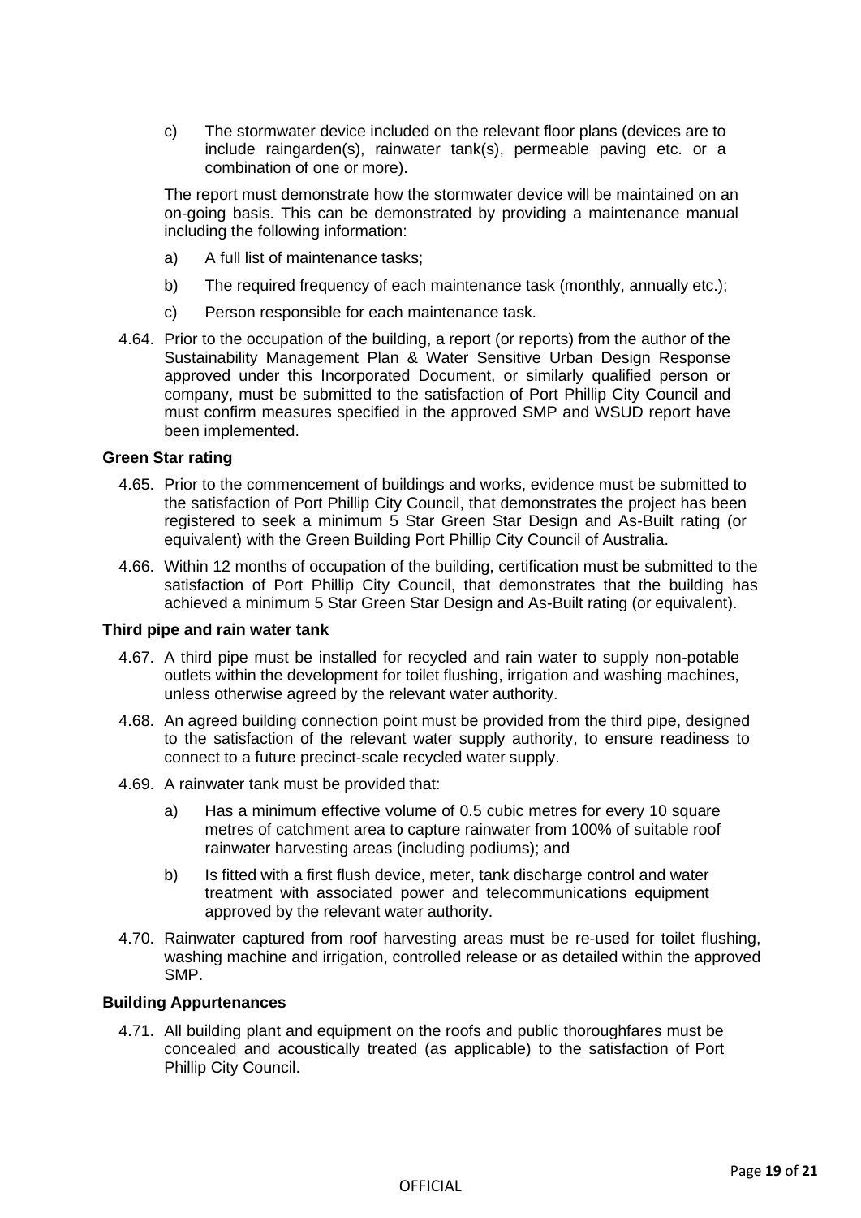c) The stormwater device included on the relevant floor plans (devices are to include raingarden(s), rainwater tank(s), permeable paving etc. or a combination of one or more).

The report must demonstrate how the stormwater device will be maintained on an on-going basis. This can be demonstrated by providing a maintenance manual including the following information:

a) A full list of maintenance tasks;

b) The required frequency of each maintenance task (monthly, annually etc.);

c) Person responsible for each maintenance task.

4.64. Prior to the occupation of the building, a report (or reports) from the author of the Sustainability Management Plan & Water Sensitive Urban Design Response approved under this Incorporated Document, or similarly qualified person or company, must be submitted to the satisfaction of Port Phillip City Council and must confirm measures specified in the approved SMP and WSUD report have been implemented.

**Green Star rating**

4.65. Prior to the commencement of buildings and works, evidence must be submitted to the satisfaction of Port Phillip City Council, that demonstrates the project has been registered to seek a minimum 5 Star Green Star Design and As-Built rating (or equivalent) with the Green Building Port Phillip City Council of Australia.

4.66. Within 12 months of occupation of the building, certification must be submitted to the satisfaction of Port Phillip City Council, that demonstrates that the building has achieved a minimum 5 Star Green Star Design and As-Built rating (or equivalent).

**Third pipe and rain water tank**

4.67. A third pipe must be installed for recycled and rain water to supply non-potable outlets within the development for toilet flushing, irrigation and washing machines, unless otherwise agreed by the relevant water authority.

4.68. An agreed building connection point must be provided from the third pipe, designed to the satisfaction of the relevant water supply authority, to ensure readiness to connect to a future precinct-scale recycled water supply.

4.69. A rainwater tank must be provided that:

a) Has a minimum effective volume of 0.5 cubic metres for every 10 square metres of catchment area to capture rainwater from 100% of suitable roof rainwater harvesting areas (including podiums); and

b) Is fitted with a first flush device, meter, tank discharge control and water treatment with associated power and telecommunications equipment approved by the relevant water authority.

4.70. Rainwater captured from roof harvesting areas must be re-used for toilet flushing, washing machine and irrigation, controlled release or as detailed within the approved SMP.

**Building Appurtenances**

4.71. All building plant and equipment on the roofs and public thoroughfares must be concealed and acoustically treated (as applicable) to the satisfaction of Port Phillip City Council.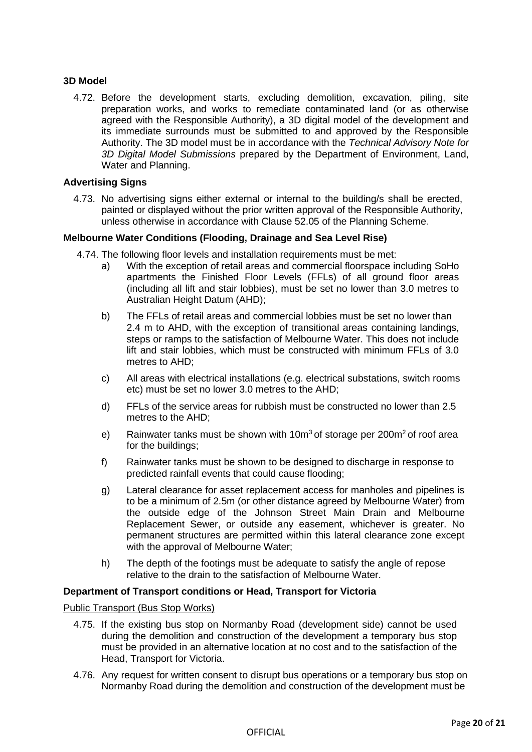**3D Model**

4.72. Before the development starts, excluding demolition, excavation, piling, site preparation works, and works to remediate contaminated land (or as otherwise agreed with the Responsible Authority), a 3D digital model of the development and its immediate surrounds must be submitted to and approved by the Responsible Authority. The 3D model must be in accordance with the *Technical Advisory Note for 3D Digital Model Submissions* prepared by the Department of Environment, Land, Water and Planning.

**Advertising Signs**

4.73. No advertising signs either external or internal to the building/s shall be erected, painted or displayed without the prior written approval of the Responsible Authority, unless otherwise in accordance with Clause 52.05 of the Planning Scheme.

**Melbourne Water Conditions (Flooding, Drainage and Sea Level Rise)**

4.74. The following floor levels and installation requirements must be met:

a) With the exception of retail areas and commercial floorspace including SoHo apartments the Finished Floor Levels (FFLs) of all ground floor areas (including all lift and stair lobbies), must be set no lower than 3.0 metres to Australian Height Datum (AHD);

b) The FFLs of retail areas and commercial lobbies must be set no lower than 2.4 m to AHD, with the exception of transitional areas containing landings, steps or ramps to the satisfaction of Melbourne Water. This does not include lift and stair lobbies, which must be constructed with minimum FFLs of 3.0 metres to AHD;

c) All areas with electrical installations (e.g. electrical substations, switch rooms etc) must be set no lower 3.0 metres to the AHD;

d) FFLs of the service areas for rubbish must be constructed no lower than 2.5 metres to the AHD;

e) Rainwater tanks must be shown with $10m^3$ of storage per $200m^2$ of roof area for the buildings;

f) Rainwater tanks must be shown to be designed to discharge in response to predicted rainfall events that could cause flooding;

g) Lateral clearance for asset replacement access for manholes and pipelines is to be a minimum of 2.5m (or other distance agreed by Melbourne Water) from the outside edge of the Johnson Street Main Drain and Melbourne Replacement Sewer, or outside any easement, whichever is greater. No permanent structures are permitted within this lateral clearance zone except with the approval of Melbourne Water;

h) The depth of the footings must be adequate to satisfy the angle of repose relative to the drain to the satisfaction of Melbourne Water.

**Department of Transport conditions or Head, Transport for Victoria**

Public Transport (Bus Stop Works)

4.75. If the existing bus stop on Normanby Road (development side) cannot be used during the demolition and construction of the development a temporary bus stop must be provided in an alternative location at no cost and to the satisfaction of the Head, Transport for Victoria.

4.76. Any request for written consent to disrupt bus operations or a temporary bus stop on Normanby Road during the demolition and construction of the development must be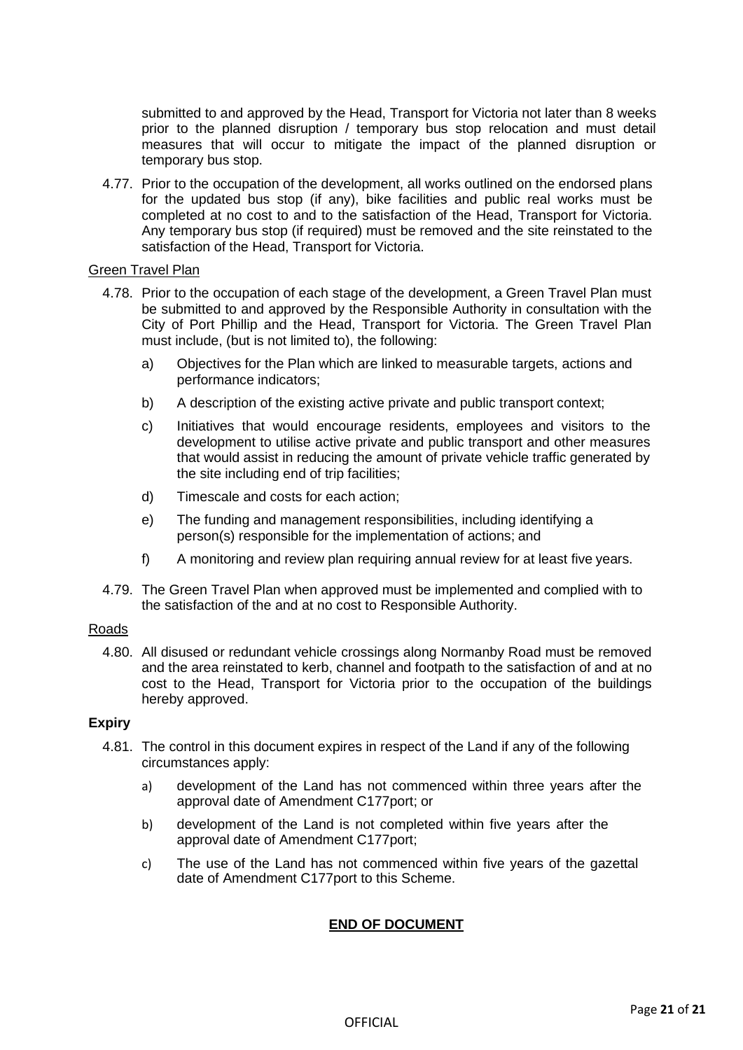submitted to and approved by the Head, Transport for Victoria not later than 8 weeks prior to the planned disruption / temporary bus stop relocation and must detail measures that will occur to mitigate the impact of the planned disruption or temporary bus stop.

4.77. Prior to the occupation of the development, all works outlined on the endorsed plans for the updated bus stop (if any), bike facilities and public real works must be completed at no cost to and to the satisfaction of the Head, Transport for Victoria. Any temporary bus stop (if required) must be removed and the site reinstated to the satisfaction of the Head, Transport for Victoria.

Green Travel Plan

4.78. Prior to the occupation of each stage of the development, a Green Travel Plan must be submitted to and approved by the Responsible Authority in consultation with the City of Port Phillip and the Head, Transport for Victoria. The Green Travel Plan must include, (but is not limited to), the following:

a) Objectives for the Plan which are linked to measurable targets, actions and performance indicators;

b) A description of the existing active private and public transport context;

c) Initiatives that would encourage residents, employees and visitors to the development to utilise active private and public transport and other measures that would assist in reducing the amount of private vehicle traffic generated by the site including end of trip facilities;

d) Timescale and costs for each action;

e) The funding and management responsibilities, including identifying a person(s) responsible for the implementation of actions; and

f) A monitoring and review plan requiring annual review for at least five years.

4.79. The Green Travel Plan when approved must be implemented and complied with to the satisfaction of the and at no cost to Responsible Authority.

Roads

4.80. All disused or redundant vehicle crossings along Normanby Road must be removed and the area reinstated to kerb, channel and footpath to the satisfaction of and at no cost to the Head, Transport for Victoria prior to the occupation of the buildings hereby approved.

**Expiry**

4.81. The control in this document expires in respect of the Land if any of the following circumstances apply:

a) development of the Land has not commenced within three years after the approval date of Amendment C177port; or

b) development of the Land is not completed within five years after the approval date of Amendment C177port;

c) The use of the Land has not commenced within five years of the gazettal date of Amendment C177port to this Scheme.

**END OF DOCUMENT**